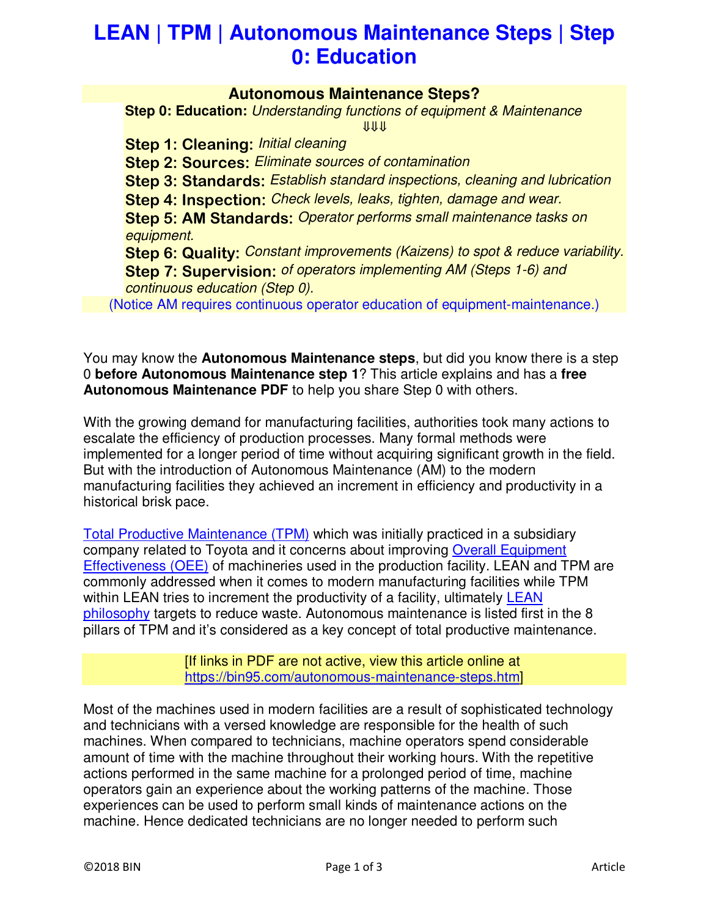# LEAN | TPM | Autonomous Maintenance Steps | Step 0: Education

**Autonomous Maintenance Steps?**

**Step 0: Education:** *Understanding functions of equipment & Maintenance*

⇓⇓⇓

**Step 1: Cleaning:** *Initial cleaning*
**Step 2: Sources:** *Eliminate sources of contamination*
**Step 3: Standards:** *Establish standard inspections, cleaning and lubrication*
**Step 4: Inspection:** *Check levels, leaks, tighten, damage and wear.*
**Step 5: AM Standards:** *Operator performs small maintenance tasks on equipment.*
**Step 6: Quality:** *Constant improvements (Kaizens) to spot & reduce variability.*
**Step 7: Supervision:** *of operators implementing AM (Steps 1-6) and continuous education (Step 0).*

(Notice AM requires continuous operator education of equipment-maintenance.)

You may know the **Autonomous Maintenance steps**, but did you know there is a step 0 **before Autonomous Maintenance step 1**? This article explains and has a **free Autonomous Maintenance PDF** to help you share Step 0 with others.

With the growing demand for manufacturing facilities, authorities took many actions to escalate the efficiency of production processes. Many formal methods were implemented for a longer period of time without acquiring significant growth in the field. But with the introduction of Autonomous Maintenance (AM) to the modern manufacturing facilities they achieved an increment in efficiency and productivity in a historical brisk pace.

Total Productive Maintenance (TPM) which was initially practiced in a subsidiary company related to Toyota and it concerns about improving Overall Equipment Effectiveness (OEE) of machineries used in the production facility. LEAN and TPM are commonly addressed when it comes to modern manufacturing facilities while TPM within LEAN tries to increment the productivity of a facility, ultimately LEAN philosophy targets to reduce waste. Autonomous maintenance is listed first in the 8 pillars of TPM and it's considered as a key concept of total productive maintenance.

[If links in PDF are not active, view this article online at https://bin95.com/autonomous-maintenance-steps.htm]

Most of the machines used in modern facilities are a result of sophisticated technology and technicians with a versed knowledge are responsible for the health of such machines. When compared to technicians, machine operators spend considerable amount of time with the machine throughout their working hours. With the repetitive actions performed in the same machine for a prolonged period of time, machine operators gain an experience about the working patterns of the machine. Those experiences can be used to perform small kinds of maintenance actions on the machine. Hence dedicated technicians are no longer needed to perform such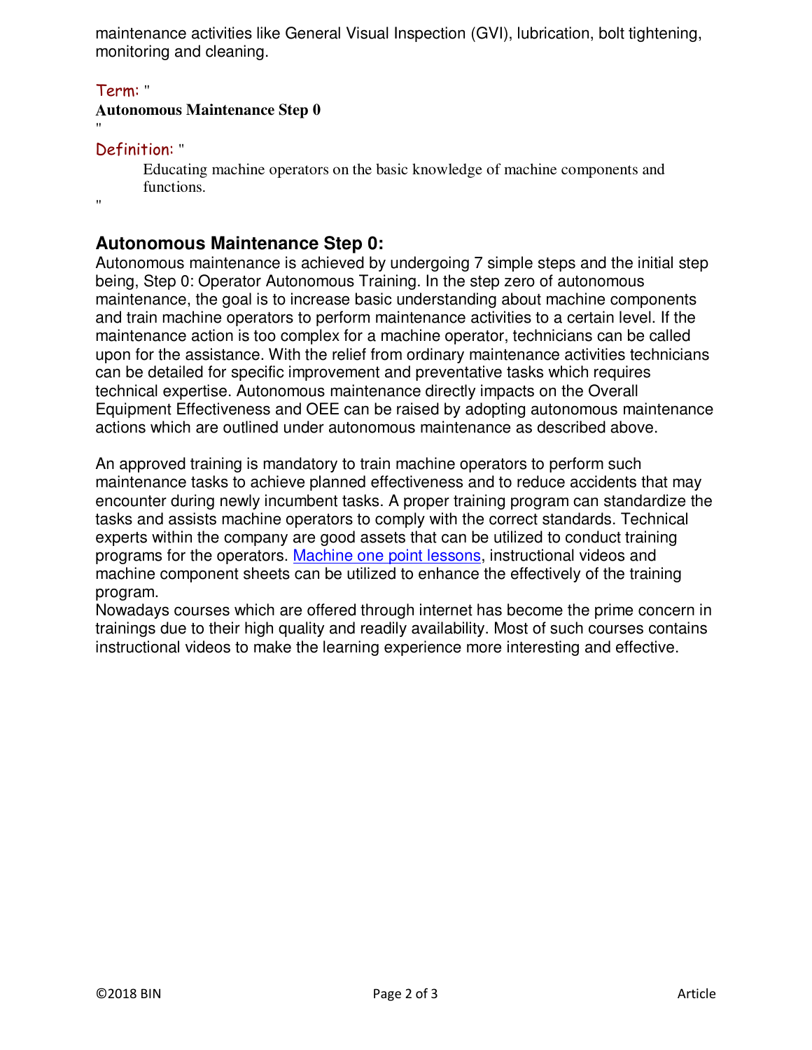maintenance activities like General Visual Inspection (GVI), lubrication, bolt tightening, monitoring and cleaning.

Term: "
**Autonomous Maintenance Step 0**
"

Definition: "

Educating machine operators on the basic knowledge of machine components and functions.

"

## Autonomous Maintenance Step 0:

Autonomous maintenance is achieved by undergoing 7 simple steps and the initial step being, Step 0: Operator Autonomous Training. In the step zero of autonomous maintenance, the goal is to increase basic understanding about machine components and train machine operators to perform maintenance activities to a certain level. If the maintenance action is too complex for a machine operator, technicians can be called upon for the assistance. With the relief from ordinary maintenance activities technicians can be detailed for specific improvement and preventative tasks which requires technical expertise. Autonomous maintenance directly impacts on the Overall Equipment Effectiveness and OEE can be raised by adopting autonomous maintenance actions which are outlined under autonomous maintenance as described above.

An approved training is mandatory to train machine operators to perform such maintenance tasks to achieve planned effectiveness and to reduce accidents that may encounter during newly incumbent tasks. A proper training program can standardize the tasks and assists machine operators to comply with the correct standards. Technical experts within the company are good assets that can be utilized to conduct training programs for the operators. Machine one point lessons, instructional videos and machine component sheets can be utilized to enhance the effectively of the training program.
Nowadays courses which are offered through internet has become the prime concern in trainings due to their high quality and readily availability. Most of such courses contains instructional videos to make the learning experience more interesting and effective.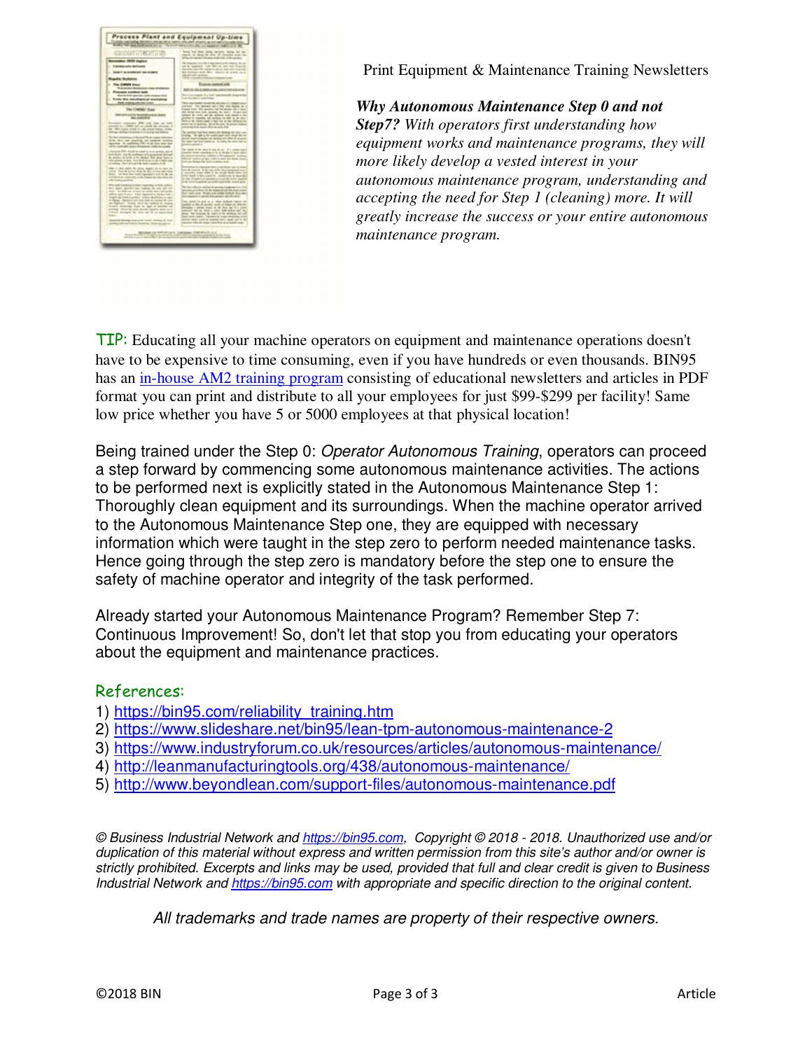Print Equipment & Maintenance Training Newsletters

***Why Autonomous Maintenance Step 0 and not Step7?*** *With operators first understanding how equipment works and maintenance programs, they will more likely develop a vested interest in your autonomous maintenance program, understanding and accepting the need for Step 1 (cleaning) more. It will greatly increase the success or your entire autonomous maintenance program.*

TIP: Educating all your machine operators on equipment and maintenance operations doesn't have to be expensive to time consuming, even if you have hundreds or even thousands. BIN95 has an in-house AM2 training program consisting of educational newsletters and articles in PDF format you can print and distribute to all your employees for just $99-$299 per facility! Same low price whether you have 5 or 5000 employees at that physical location!

Being trained under the Step 0: *Operator Autonomous Training*, operators can proceed a step forward by commencing some autonomous maintenance activities. The actions to be performed next is explicitly stated in the Autonomous Maintenance Step 1: Thoroughly clean equipment and its surroundings. When the machine operator arrived to the Autonomous Maintenance Step one, they are equipped with necessary information which were taught in the step zero to perform needed maintenance tasks. Hence going through the step zero is mandatory before the step one to ensure the safety of machine operator and integrity of the task performed.

Already started your Autonomous Maintenance Program? Remember Step 7: Continuous Improvement! So, don't let that stop you from educating your operators about the equipment and maintenance practices.

References:

1) https://bin95.com/reliability_training.htm
2) https://www.slideshare.net/bin95/lean-tpm-autonomous-maintenance-2
3) https://www.industryforum.co.uk/resources/articles/autonomous-maintenance/
4) http://leanmanufacturingtools.org/438/autonomous-maintenance/
5) http://www.beyondlean.com/support-files/autonomous-maintenance.pdf

*© Business Industrial Network and https://bin95.com, Copyright © 2018 - 2018. Unauthorized use and/or duplication of this material without express and written permission from this site's author and/or owner is strictly prohibited. Excerpts and links may be used, provided that full and clear credit is given to Business Industrial Network and https://bin95.com with appropriate and specific direction to the original content.*

*All trademarks and trade names are property of their respective owners.*